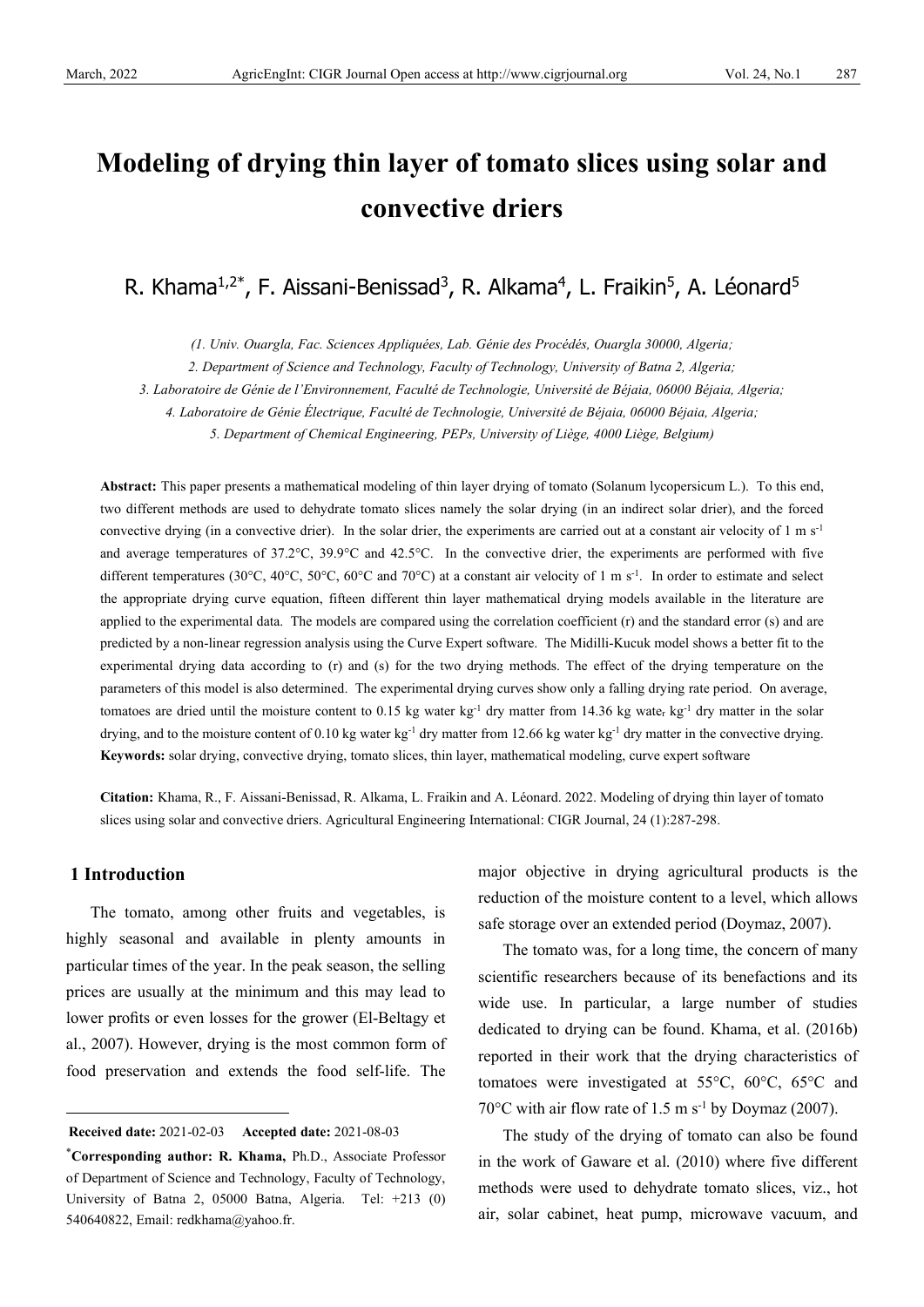# Modeling of drying thin layer of tomato slices using solar and convective driers

R. Khama[1,2*], F. Aissani-Benissad[3], R. Alkama[4], L. Fraikin[5], A. Léonard[5]

*(1. Univ. Ouargla, Fac. Sciences Appliquées, Lab. Génie des Procédés, Ouargla 30000, Algeria;*
*2. Department of Science and Technology, Faculty of Technology, University of Batna 2, Algeria;*
*3. Laboratoire de Génie de l'Environnement, Faculté de Technologie, Université de Béjaia, 06000 Béjaia, Algeria;*
*4. Laboratoire de Génie Électrique, Faculté de Technologie, Université de Béjaia, 06000 Béjaia, Algeria;*
*5. Department of Chemical Engineering, PEPs, University of Liège, 4000 Liège, Belgium)*

**Abstract:** This paper presents a mathematical modeling of thin layer drying of tomato (Solanum lycopersicum L.). To this end, two different methods are used to dehydrate tomato slices namely the solar drying (in an indirect solar drier), and the forced convective drying (in a convective drier). In the solar drier, the experiments are carried out at a constant air velocity of 1 m $s^{-1}$ and average temperatures of 37.2°C, 39.9°C and 42.5°C. In the convective drier, the experiments are performed with five different temperatures (30°C, 40°C, 50°C, 60°C and 70°C) at a constant air velocity of 1 m $s^{-1}$. In order to estimate and select the appropriate drying curve equation, fifteen different thin layer mathematical drying models available in the literature are applied to the experimental data. The models are compared using the correlation coefficient (r) and the standard error (s) and are predicted by a non-linear regression analysis using the Curve Expert software. The Midilli-Kucuk model shows a better fit to the experimental drying data according to (r) and (s) for the two drying methods. The effect of the drying temperature on the parameters of this model is also determined. The experimental drying curves show only a falling drying rate period. On average, tomatoes are dried until the moisture content to 0.15 kg water $kg^{-1}$ dry matter from 14.36 kg $water_r$ $kg^{-1}$ dry matter in the solar drying, and to the moisture content of 0.10 kg water $kg^{-1}$ dry matter from 12.66 kg water $kg^{-1}$ dry matter in the convective drying.

**Keywords:** solar drying, convective drying, tomato slices, thin layer, mathematical modeling, curve expert software

**Citation:** Khama, R., F. Aissani-Benissad, R. Alkama, L. Fraikin and A. Léonard. 2022. Modeling of drying thin layer of tomato slices using solar and convective driers. Agricultural Engineering International: CIGR Journal, 24 (1):287-298.

## 1 Introduction

The tomato, among other fruits and vegetables, is highly seasonal and available in plenty amounts in particular times of the year. In the peak season, the selling prices are usually at the minimum and this may lead to lower profits or even losses for the grower (El-Beltagy et al., 2007). However, drying is the most common form of food preservation and extends the food self-life. The major objective in drying agricultural products is the reduction of the moisture content to a level, which allows safe storage over an extended period (Doymaz, 2007).

The tomato was, for a long time, the concern of many scientific researchers because of its benefactions and its wide use. In particular, a large number of studies dedicated to drying can be found. Khama, et al. (2016b) reported in their work that the drying characteristics of tomatoes were investigated at 55°C, 60°C, 65°C and 70°C with air flow rate of 1.5 m $s^{-1}$ by Doymaz (2007).

The study of the drying of tomato can also be found in the work of Gaware et al. (2010) where five different methods were used to dehydrate tomato slices, viz., hot air, solar cabinet, heat pump, microwave vacuum, and

**Received date:** 2021-02-03 **Accepted date:** 2021-08-03

[*]**Corresponding author: R. Khama,** Ph.D., Associate Professor of Department of Science and Technology, Faculty of Technology, University of Batna 2, 05000 Batna, Algeria. Tel: +213 (0) 540640822, Email: redkhama@yahoo.fr.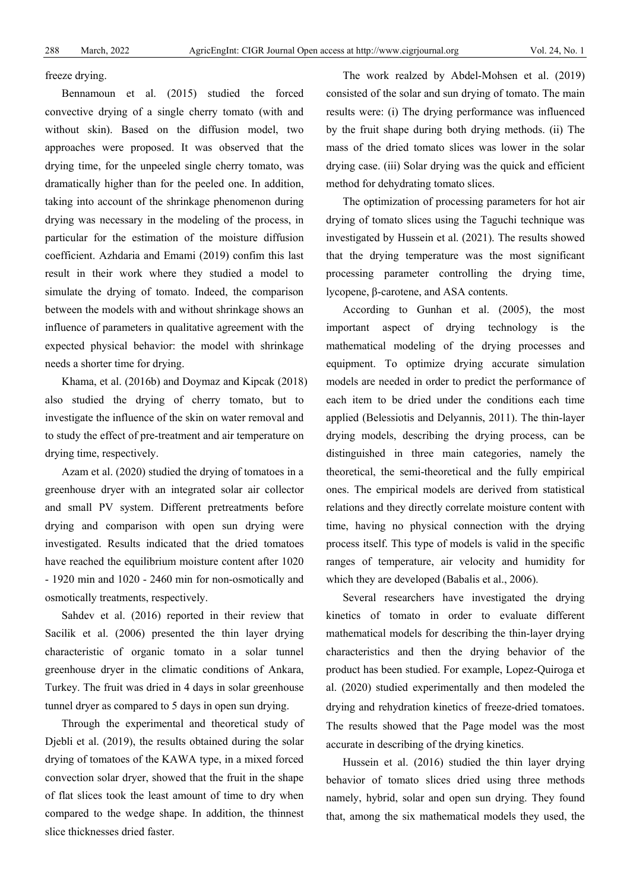freeze drying.

Bennamoun et al. (2015) studied the forced convective drying of a single cherry tomato (with and without skin). Based on the diffusion model, two approaches were proposed. It was observed that the drying time, for the unpeeled single cherry tomato, was dramatically higher than for the peeled one. In addition, taking into account of the shrinkage phenomenon during drying was necessary in the modeling of the process, in particular for the estimation of the moisture diffusion coefficient. Azhdaria and Emami (2019) confim this last result in their work where they studied a model to simulate the drying of tomato. Indeed, the comparison between the models with and without shrinkage shows an influence of parameters in qualitative agreement with the expected physical behavior: the model with shrinkage needs a shorter time for drying.

Khama, et al. (2016b) and Doymaz and Kipcak (2018) also studied the drying of cherry tomato, but to investigate the influence of the skin on water removal and to study the effect of pre-treatment and air temperature on drying time, respectively.

Azam et al. (2020) studied the drying of tomatoes in a greenhouse dryer with an integrated solar air collector and small PV system. Different pretreatments before drying and comparison with open sun drying were investigated. Results indicated that the dried tomatoes have reached the equilibrium moisture content after 1020 - 1920 min and 1020 - 2460 min for non-osmotically and osmotically treatments, respectively.

Sahdev et al. (2016) reported in their review that Sacilik et al. (2006) presented the thin layer drying characteristic of organic tomato in a solar tunnel greenhouse dryer in the climatic conditions of Ankara, Turkey. The fruit was dried in 4 days in solar greenhouse tunnel dryer as compared to 5 days in open sun drying.

Through the experimental and theoretical study of Djebli et al. (2019), the results obtained during the solar drying of tomatoes of the KAWA type, in a mixed forced convection solar dryer, showed that the fruit in the shape of flat slices took the least amount of time to dry when compared to the wedge shape. In addition, the thinnest slice thicknesses dried faster.

The work realzed by Abdel-Mohsen et al. (2019) consisted of the solar and sun drying of tomato. The main results were: (i) The drying performance was influenced by the fruit shape during both drying methods. (ii) The mass of the dried tomato slices was lower in the solar drying case. (iii) Solar drying was the quick and efficient method for dehydrating tomato slices.

The optimization of processing parameters for hot air drying of tomato slices using the Taguchi technique was investigated by Hussein et al. (2021). The results showed that the drying temperature was the most significant processing parameter controlling the drying time, lycopene, β-carotene, and ASA contents.

According to Gunhan et al. (2005), the most important aspect of drying technology is the mathematical modeling of the drying processes and equipment. To optimize drying accurate simulation models are needed in order to predict the performance of each item to be dried under the conditions each time applied (Belessiotis and Delyannis, 2011). The thin-layer drying models, describing the drying process, can be distinguished in three main categories, namely the theoretical, the semi-theoretical and the fully empirical ones. The empirical models are derived from statistical relations and they directly correlate moisture content with time, having no physical connection with the drying process itself. This type of models is valid in the specific ranges of temperature, air velocity and humidity for which they are developed (Babalis et al., 2006).

Several researchers have investigated the drying kinetics of tomato in order to evaluate different mathematical models for describing the thin-layer drying characteristics and then the drying behavior of the product has been studied. For example, Lopez-Quiroga et al. (2020) studied experimentally and then modeled the drying and rehydration kinetics of freeze-dried tomatoes. The results showed that the Page model was the most accurate in describing of the drying kinetics.

Hussein et al. (2016) studied the thin layer drying behavior of tomato slices dried using three methods namely, hybrid, solar and open sun drying. They found that, among the six mathematical models they used, the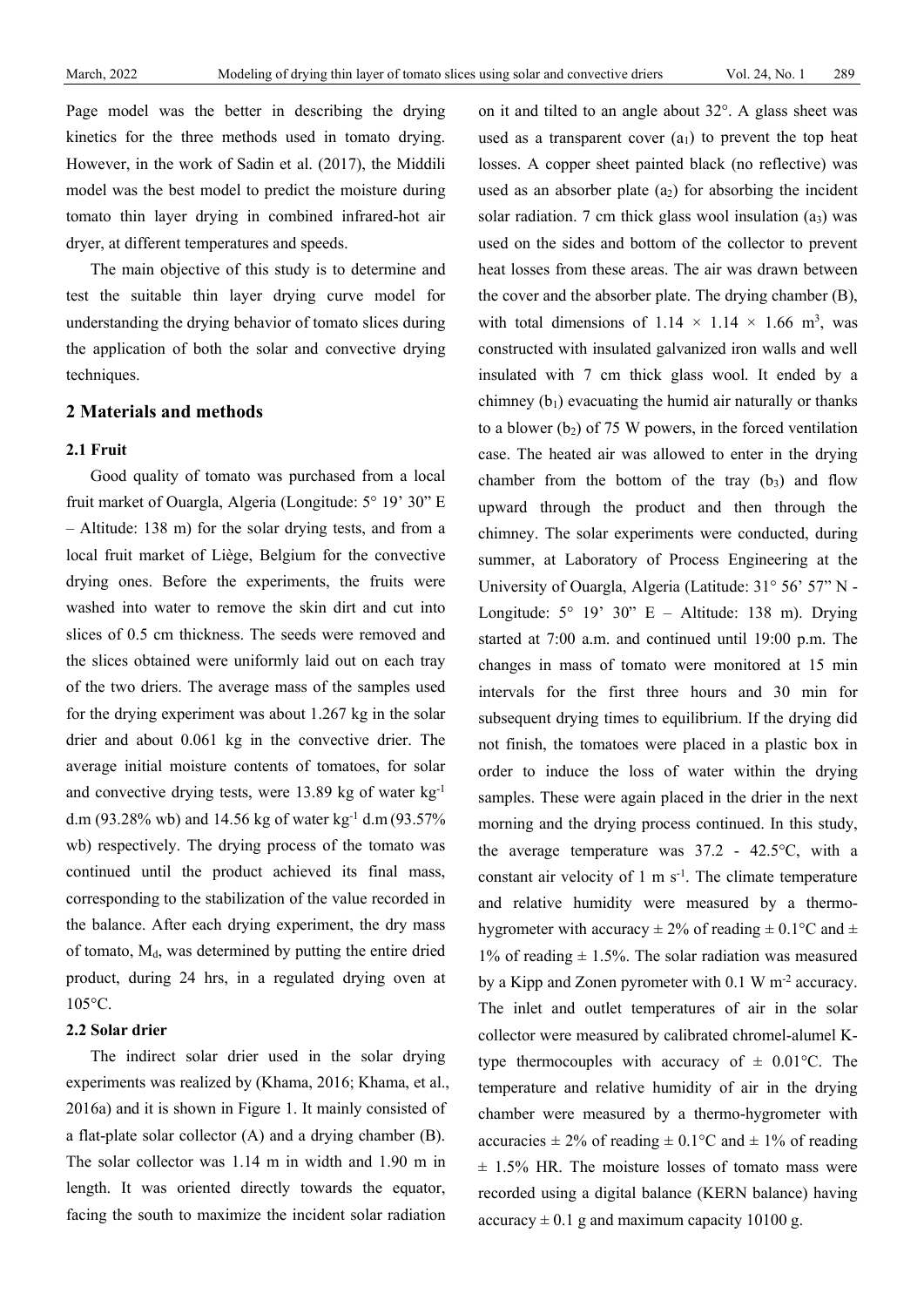Page model was the better in describing the drying kinetics for the three methods used in tomato drying. However, in the work of Sadin et al. (2017), the Middili model was the best model to predict the moisture during tomato thin layer drying in combined infrared-hot air dryer, at different temperatures and speeds.

The main objective of this study is to determine and test the suitable thin layer drying curve model for understanding the drying behavior of tomato slices during the application of both the solar and convective drying techniques.

## 2 Materials and methods

### 2.1 Fruit

Good quality of tomato was purchased from a local fruit market of Ouargla, Algeria (Longitude: 5° 19’ 30” E – Altitude: 138 m) for the solar drying tests, and from a local fruit market of Liège, Belgium for the convective drying ones. Before the experiments, the fruits were washed into water to remove the skin dirt and cut into slices of 0.5 cm thickness. The seeds were removed and the slices obtained were uniformly laid out on each tray of the two driers. The average mass of the samples used for the drying experiment was about 1.267 kg in the solar drier and about 0.061 kg in the convective drier. The average initial moisture contents of tomatoes, for solar and convective drying tests, were 13.89 kg of water $kg^{-1}$ d.m (93.28% wb) and 14.56 kg of water $kg^{-1}$ d.m (93.57% wb) respectively. The drying process of the tomato was continued until the product achieved its final mass, corresponding to the stabilization of the value recorded in the balance. After each drying experiment, the dry mass of tomato, $M_d$, was determined by putting the entire dried product, during 24 hrs, in a regulated drying oven at 105°C.

### 2.2 Solar drier

The indirect solar drier used in the solar drying experiments was realized by (Khama, 2016; Khama, et al., 2016a) and it is shown in Figure 1. It mainly consisted of a flat-plate solar collector (A) and a drying chamber (B). The solar collector was 1.14 m in width and 1.90 m in length. It was oriented directly towards the equator, facing the south to maximize the incident solar radiation on it and tilted to an angle about 32°. A glass sheet was used as a transparent cover ($a_1$) to prevent the top heat losses. A copper sheet painted black (no reflective) was used as an absorber plate ($a_2$) for absorbing the incident solar radiation. 7 cm thick glass wool insulation ($a_3$) was used on the sides and bottom of the collector to prevent heat losses from these areas. The air was drawn between the cover and the absorber plate. The drying chamber (B), with total dimensions of $1.14 \times 1.14 \times 1.66$ $m^3$, was constructed with insulated galvanized iron walls and well insulated with 7 cm thick glass wool. It ended by a chimney ($b_1$) evacuating the humid air naturally or thanks to a blower ($b_2$) of 75 W powers, in the forced ventilation case. The heated air was allowed to enter in the drying chamber from the bottom of the tray ($b_3$) and flow upward through the product and then through the chimney. The solar experiments were conducted, during summer, at Laboratory of Process Engineering at the University of Ouargla, Algeria (Latitude: 31° 56’ 57” N - Longitude: 5° 19’ 30” E – Altitude: 138 m). Drying started at 7:00 a.m. and continued until 19:00 p.m. The changes in mass of tomato were monitored at 15 min intervals for the first three hours and 30 min for subsequent drying times to equilibrium. If the drying did not finish, the tomatoes were placed in a plastic box in order to induce the loss of water within the drying samples. These were again placed in the drier in the next morning and the drying process continued. In this study, the average temperature was 37.2 - 42.5°C, with a constant air velocity of 1 m $s^{-1}$. The climate temperature and relative humidity were measured by a thermo-hygrometer with accuracy ± 2% of reading ± 0.1°C and ± 1% of reading ± 1.5%. The solar radiation was measured by a Kipp and Zonen pyrometer with 0.1 W $m^{-2}$ accuracy. The inlet and outlet temperatures of air in the solar collector were measured by calibrated chromel-alumel K-type thermocouples with accuracy of ± 0.01°C. The temperature and relative humidity of air in the drying chamber were measured by a thermo-hygrometer with accuracies ± 2% of reading ± 0.1°C and ± 1% of reading ± 1.5% HR. The moisture losses of tomato mass were recorded using a digital balance (KERN balance) having accuracy ± 0.1 g and maximum capacity 10100 g.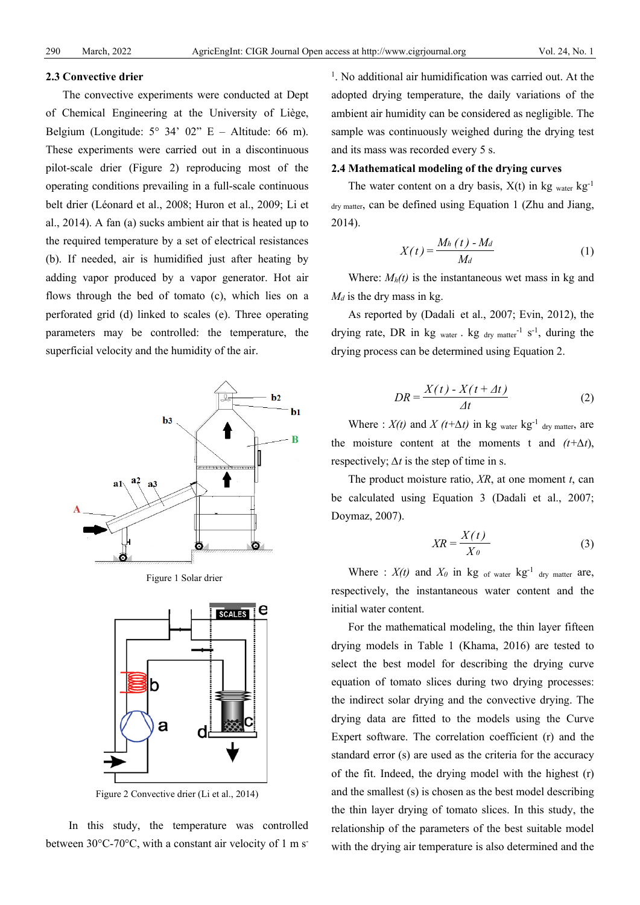### 2.3 Convective drier

The convective experiments were conducted at Dept of Chemical Engineering at the University of Liège, Belgium (Longitude: 5° 34' 02" E – Altitude: 66 m). These experiments were carried out in a discontinuous pilot-scale drier (Figure 2) reproducing most of the operating conditions prevailing in a full-scale continuous belt drier (Léonard et al., 2008; Huron et al., 2009; Li et al., 2014). A fan (a) sucks ambient air that is heated up to the required temperature by a set of electrical resistances (b). If needed, air is humidified just after heating by adding vapor produced by a vapor generator. Hot air flows through the bed of tomato (c), which lies on a perforated grid (d) linked to scales (e). Three operating parameters may be controlled: the temperature, the superficial velocity and the humidity of the air.

Figure 1 Solar drier

Figure 2 Convective drier (Li et al., 2014)

In this study, the temperature was controlled between 30°C-70°C, with a constant air velocity of 1 m $s^{-1}$. No additional air humidification was carried out. At the adopted drying temperature, the daily variations of the ambient air humidity can be considered as negligible. The sample was continuously weighed during the drying test and its mass was recorded every 5 s.

### 2.4 Mathematical modeling of the drying curves

The water content on a dry basis, X(t) in kg $_{water}$ kg$^{-1}$ $_{dry\ matter}$, can be defined using Equation 1 (Zhu and Jiang, 2014).

$$X(t) = \frac{M_h(t) - M_d}{M_d} \tag{1}$$

Where: $M_h(t)$ is the instantaneous wet mass in kg and $M_d$ is the dry mass in kg.

As reported by (Dadali et al., 2007; Evin, 2012), the drying rate, DR in kg $_{water}$ . kg $_{dry\ matter}^{-1}$ $s^{-1}$, during the drying process can be determined using Equation 2.

$$DR = \frac{X(t) - X(t + \Delta t)}{\Delta t} \tag{2}$$

Where : $X(t)$ and $X(t+\Delta t)$ in kg $_{water}$ kg$^{-1}$ $_{dry\ matter}$, are the moisture content at the moments t and $(t+\Delta t)$, respectively; $\Delta t$ is the step of time in s.

The product moisture ratio, $XR$, at one moment $t$, can be calculated using Equation 3 (Dadali et al., 2007; Doymaz, 2007).

$$XR = \frac{X(t)}{X_0} \tag{3}$$

Where : $X(t)$ and $X_0$ in kg $_{of\ water}$ kg$^{-1}$ $_{dry\ matter}$ are, respectively, the instantaneous water content and the initial water content.

For the mathematical modeling, the thin layer fifteen drying models in Table 1 (Khama, 2016) are tested to select the best model for describing the drying curve equation of tomato slices during two drying processes: the indirect solar drying and the convective drying. The drying data are fitted to the models using the Curve Expert software. The correlation coefficient (r) and the standard error (s) are used as the criteria for the accuracy of the fit. Indeed, the drying model with the highest (r) and the smallest (s) is chosen as the best model describing the thin layer drying of tomato slices. In this study, the relationship of the parameters of the best suitable model with the drying air temperature is also determined and the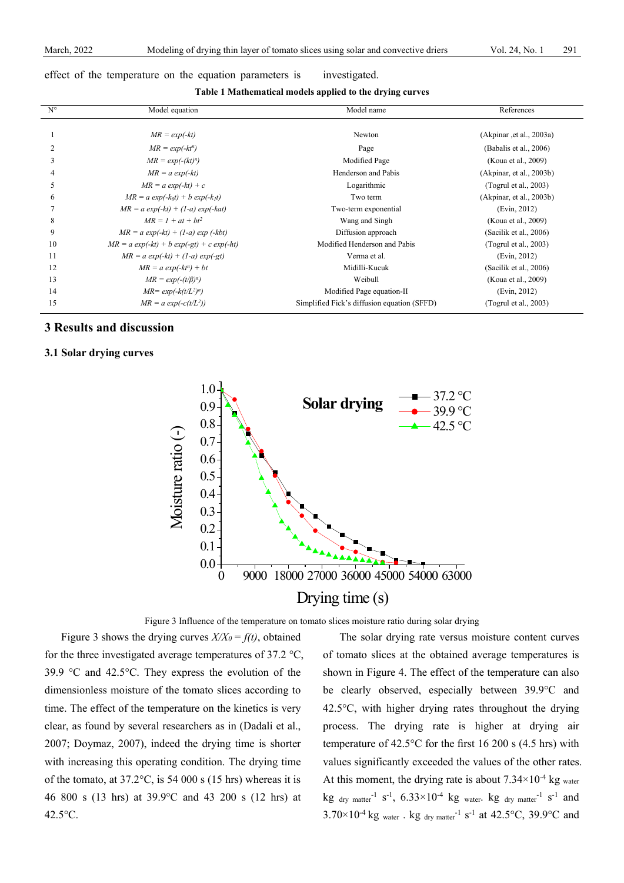effect of the temperature on the equation parameters is investigated.

**Table 1 Mathematical models applied to the drying curves**

| N° | Model equation | Model name | References |
|---|---|---|---|
| 1 | $MR = exp(-kt)$ | Newton | (Akpinar ,et al., 2003a) |
| 2 | $MR = exp(-kt^n)$ | Page | (Babalis et al., 2006) |
| 3 | $MR = exp(-(kt)^n)$ | Modified Page | (Koua et al., 2009) |
| 4 | $MR = a\ exp(-kt)$ | Henderson and Pabis | (Akpinar, et al., 2003b) |
| 5 | $MR = a\ exp(-kt) + c$ | Logarithmic | (Togrul et al., 2003) |
| 6 | $MR = a\ exp(-k_0t) + b\ exp(-k_1t)$ | Two term | (Akpinar, et al., 2003b) |
| 7 | $MR = a\ exp(-kt) + (1-a)\ exp(-kat)$ | Two-term exponential | (Evin, 2012) |
| 8 | $MR = 1 + at + bt^2$ | Wang and Singh | (Koua et al., 2009) |
| 9 | $MR = a\ exp(-kt) + (1-a)\ exp\ (-kbt)$ | Diffusion approach | (Sacilik et al., 2006) |
| 10 | $MR = a\ exp(-kt) + b\ exp(-gt) + c\ exp(-ht)$ | Modified Henderson and Pabis | (Togrul et al., 2003) |
| 11 | $MR = a\ exp(-kt) + (1-a)\ exp(-gt)$ | Verma et al. | (Evin, 2012) |
| 12 | $MR = a\ exp(-kt^n) + bt$ | Midilli-Kucuk | (Sacilik et al., 2006) |
| 13 | $MR = exp(-(t/\beta)^\alpha)$ | Weibull | (Koua et al., 2009) |
| 14 | $MR= exp(-k(t/L^2)^n)$ | Modified Page equation-II | (Evin, 2012) |
| 15 | $MR = a\ exp(-c(t/L^2))$ | Simplified Fick's diffusion equation (SFFD) | (Togrul et al., 2003) |

## 3 Results and discussion

### 3.1 Solar drying curves

Figure 3 Influence of the temperature on tomato slices moisture ratio during solar drying

Figure 3 shows the drying curves $X/X_0 = f(t)$, obtained for the three investigated average temperatures of 37.2 °C, 39.9 °C and 42.5°C. They express the evolution of the dimensionless moisture of the tomato slices according to time. The effect of the temperature on the kinetics is very clear, as found by several researchers as in (Dadali et al., 2007; Doymaz, 2007), indeed the drying time is shorter with increasing this operating condition. The drying time of the tomato, at 37.2°C, is 54 000 s (15 hrs) whereas it is 46 800 s (13 hrs) at 39.9°C and 43 200 s (12 hrs) at 42.5°C.

The solar drying rate versus moisture content curves of tomato slices at the obtained average temperatures is shown in Figure 4. The effect of the temperature can also be clearly observed, especially between 39.9°C and 42.5°C, with higher drying rates throughout the drying process. The drying rate is higher at drying air temperature of 42.5°C for the first 16 200 s (4.5 hrs) with values significantly exceeded the values of the other rates. At this moment, the drying rate is about $7.34\times10^{-4}$ kg $_{water}$ kg $_{dry\ matter}^{-1}$ $s^{-1}$, $6.33\times10^{-4}$ kg $_{water}$. kg $_{dry\ matter}^{-1}$ $s^{-1}$ and $3.70\times10^{-4}$ kg $_{water}$ . kg $_{dry\ matter}^{-1}$ $s^{-1}$ at 42.5°C, 39.9°C and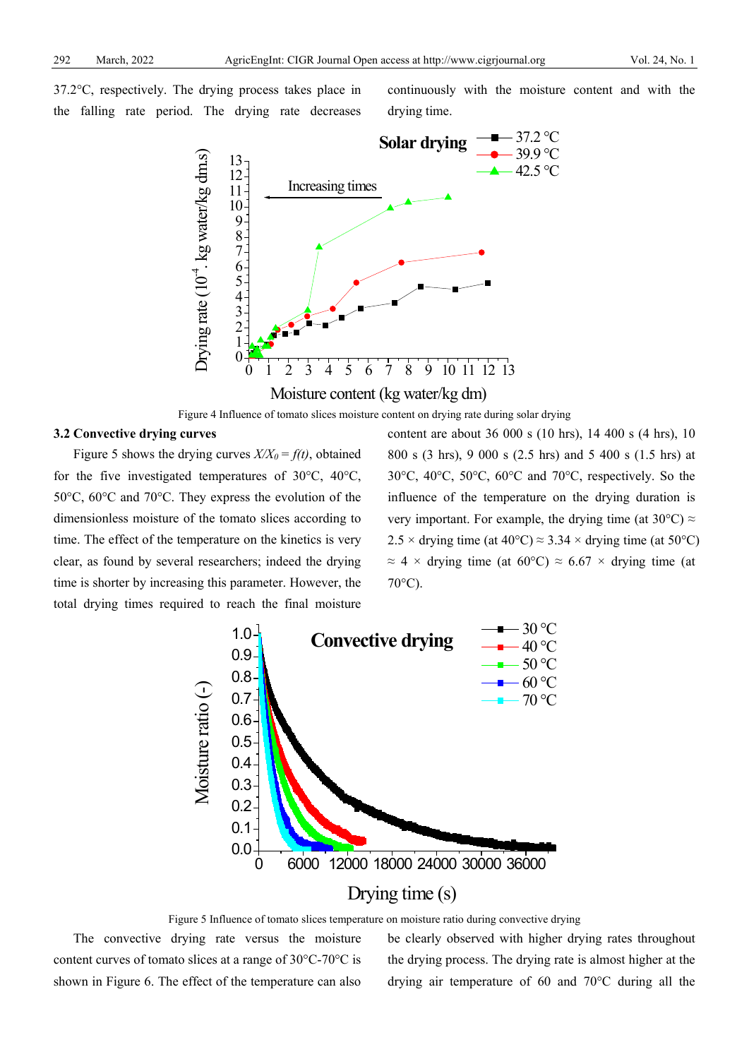37.2°C, respectively. The drying process takes place in the falling rate period. The drying rate decreases continuously with the moisture content and with the drying time.

Figure 4 Influence of tomato slices moisture content on drying rate during solar drying

### 3.2 Convective drying curves

Figure 5 shows the drying curves $X/X_0 = f(t)$, obtained for the five investigated temperatures of 30°C, 40°C, 50°C, 60°C and 70°C. They express the evolution of the dimensionless moisture of the tomato slices according to time. The effect of the temperature on the kinetics is very clear, as found by several researchers; indeed the drying time is shorter by increasing this parameter. However, the total drying times required to reach the final moisture content are about 36 000 s (10 hrs), 14 400 s (4 hrs), 10 800 s (3 hrs), 9 000 s (2.5 hrs) and 5 400 s (1.5 hrs) at 30°C, 40°C, 50°C, 60°C and 70°C, respectively. So the influence of the temperature on the drying duration is very important. For example, the drying time (at 30°C) ≈ 2.5 × drying time (at 40°C) ≈ 3.34 × drying time (at 50°C) ≈ 4 × drying time (at 60°C) ≈ 6.67 × drying time (at 70°C).

Figure 5 Influence of tomato slices temperature on moisture ratio during convective drying

The convective drying rate versus the moisture content curves of tomato slices at a range of 30°C-70°C is shown in Figure 6. The effect of the temperature can also be clearly observed with higher drying rates throughout the drying process. The drying rate is almost higher at the drying air temperature of 60 and 70°C during all the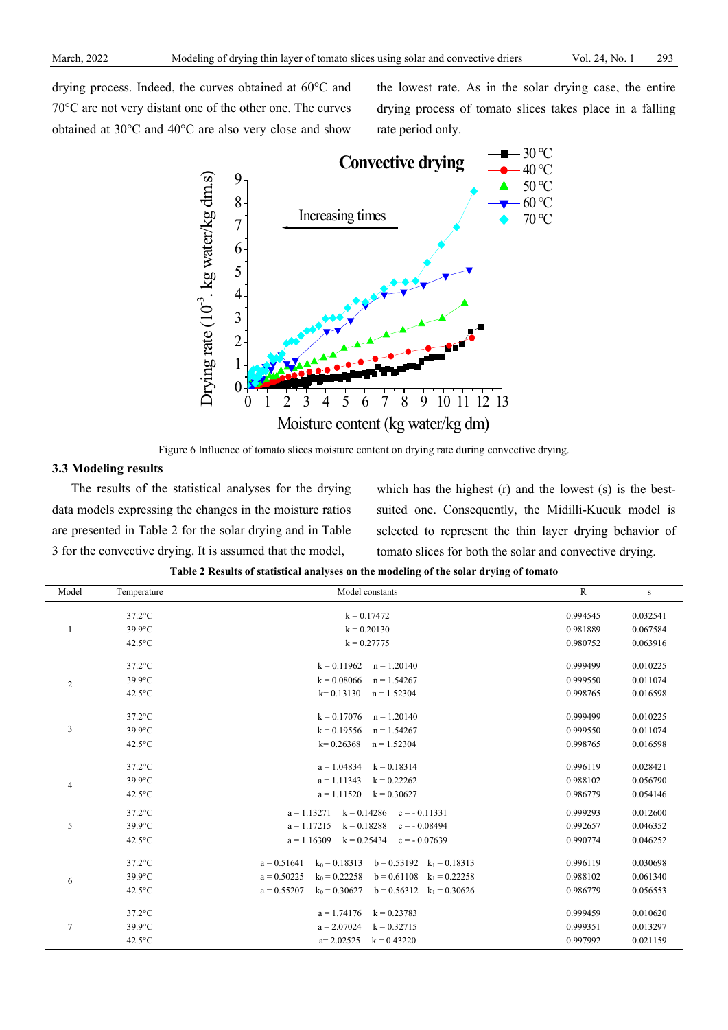drying process. Indeed, the curves obtained at 60°C and 70°C are not very distant one of the other one. The curves obtained at 30°C and 40°C are also very close and show the lowest rate. As in the solar drying case, the entire drying process of tomato slices takes place in a falling rate period only.

Figure 6 Influence of tomato slices moisture content on drying rate during convective drying.

### 3.3 Modeling results

The results of the statistical analyses for the drying data models expressing the changes in the moisture ratios are presented in Table 2 for the solar drying and in Table 3 for the convective drying. It is assumed that the model, which has the highest (r) and the lowest (s) is the best-suited one. Consequently, the Midilli-Kucuk model is selected to represent the thin layer drying behavior of tomato slices for both the solar and convective drying.

**Table 2 Results of statistical analyses on the modeling of the solar drying of tomato**

| Model | Temperature | Model constants | R | s |
|---|---|---|---|---|
| 1 | 37.2°C | k = 0.17472 | 0.994545 | 0.032541 |
| | 39.9°C | k = 0.20130 | 0.981889 | 0.067584 |
| | 42.5°C | k = 0.27775 | 0.980752 | 0.063916 |
| 2 | 37.2°C | k = 0.11962  n = 1.20140 | 0.999499 | 0.010225 |
| | 39.9°C | k = 0.08066  n = 1.54267 | 0.999550 | 0.011074 |
| | 42.5°C | k= 0.13130  n = 1.52304 | 0.998765 | 0.016598 |
| 3 | 37.2°C | k = 0.17076  n = 1.20140 | 0.999499 | 0.010225 |
| | 39.9°C | k = 0.19556  n = 1.54267 | 0.999550 | 0.011074 |
| | 42.5°C | k= 0.26368  n = 1.52304 | 0.998765 | 0.016598 |
| 4 | 37.2°C | a = 1.04834  k = 0.18314 | 0.996119 | 0.028421 |
| | 39.9°C | a = 1.11343  k = 0.22262 | 0.988102 | 0.056790 |
| | 42.5°C | a = 1.11520  k = 0.30627 | 0.986779 | 0.054146 |
| 5 | 37.2°C | a = 1.13271  k = 0.14286  c = - 0.11331 | 0.999293 | 0.012600 |
| | 39.9°C | a = 1.17215  k = 0.18288  c = - 0.08494 | 0.992657 | 0.046352 |
| | 42.5°C | a = 1.16309  k = 0.25434  c = - 0.07639 | 0.990774 | 0.046252 |
| 6 | 37.2°C | a = 0.51641  $k_0$ = 0.18313  b = 0.53192  $k_1$ = 0.18313 | 0.996119 | 0.030698 |
| | 39.9°C | a = 0.50225  $k_0$ = 0.22258  b = 0.61108  $k_1$ = 0.22258 | 0.988102 | 0.061340 |
| | 42.5°C | a = 0.55207  $k_0$ = 0.30627  b = 0.56312  $k_1$ = 0.30626 | 0.986779 | 0.056553 |
| 7 | 37.2°C | a = 1.74176  k = 0.23783 | 0.999459 | 0.010620 |
| | 39.9°C | a = 2.07024  k = 0.32715 | 0.999351 | 0.013297 |
| | 42.5°C | a= 2.02525  k = 0.43220 | 0.997992 | 0.021159 |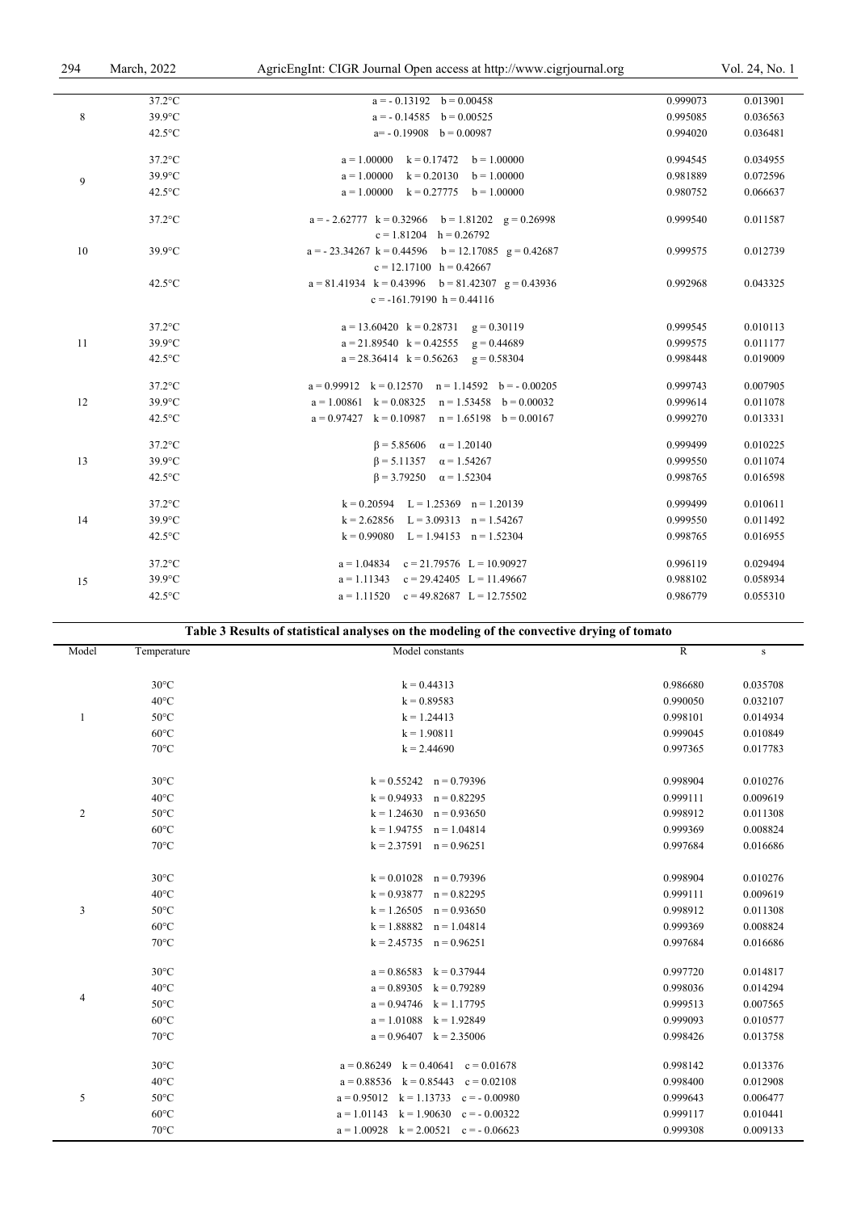| | | | | |
|---|---|---|---|---|
| | 37.2°C | a = - 0.13192 b = 0.00458 | 0.999073 | 0.013901 |
| 8 | 39.9°C | a = - 0.14585 b = 0.00525 | 0.995085 | 0.036563 |
| | 42.5°C | a= - 0.19908 b = 0.00987 | 0.994020 | 0.036481 |
| | 37.2°C | a = 1.00000 k = 0.17472 b = 1.00000 | 0.994545 | 0.034955 |
| 9 | 39.9°C | a = 1.00000 k = 0.20130 b = 1.00000 | 0.981889 | 0.072596 |
| | 42.5°C | a = 1.00000 k = 0.27775 b = 1.00000 | 0.980752 | 0.066637 |
| | 37.2°C | a = - 2.62777 k = 0.32966 b = 1.81202 g = 0.26998 c = 1.81204 h = 0.26792 | 0.999540 | 0.011587 |
| 10 | 39.9°C | a = - 23.34267 k = 0.44596 b = 12.17085 g = 0.42687 c = 12.17100 h = 0.42667 | 0.999575 | 0.012739 |
| | 42.5°C | a = 81.41934 k = 0.43996 b = 81.42307 g = 0.43936 c = -161.79190 h = 0.44116 | 0.992968 | 0.043325 |
| | 37.2°C | a = 13.60420 k = 0.28731 g = 0.30119 | 0.999545 | 0.010113 |
| 11 | 39.9°C | a = 21.89540 k = 0.42555 g = 0.44689 | 0.999575 | 0.011177 |
| | 42.5°C | a = 28.36414 k = 0.56263 g = 0.58304 | 0.998448 | 0.019009 |
| | 37.2°C | a = 0.99912 k = 0.12570 n = 1.14592 b = - 0.00205 | 0.999743 | 0.007905 |
| 12 | 39.9°C | a = 1.00861 k = 0.08325 n = 1.53458 b = 0.00032 | 0.999614 | 0.011078 |
| | 42.5°C | a = 0.97427 k = 0.10987 n = 1.65198 b = 0.00167 | 0.999270 | 0.013331 |
| | 37.2°C | β = 5.85606 α = 1.20140 | 0.999499 | 0.010225 |
| 13 | 39.9°C | β = 5.11357 α = 1.54267 | 0.999550 | 0.011074 |
| | 42.5°C | β = 3.79250 α = 1.52304 | 0.998765 | 0.016598 |
| | 37.2°C | k = 0.20594 L = 1.25369 n = 1.20139 | 0.999499 | 0.010611 |
| 14 | 39.9°C | k = 2.62856 L = 3.09313 n = 1.54267 | 0.999550 | 0.011492 |
| | 42.5°C | k = 0.99080 L = 1.94153 n = 1.52304 | 0.998765 | 0.016955 |
| | 37.2°C | a = 1.04834 c = 21.79576 L = 10.90927 | 0.996119 | 0.029494 |
| 15 | 39.9°C | a = 1.11343 c = 29.42405 L = 11.49667 | 0.988102 | 0.058934 |
| | 42.5°C | a = 1.11520 c = 49.82687 L = 12.75502 | 0.986779 | 0.055310 |

**Table 3 Results of statistical analyses on the modeling of the convective drying of tomato**

| Model | Temperature | Model constants | R | s |
|---|---|---|---|---|
| | 30°C | k = 0.44313 | 0.986680 | 0.035708 |
| | 40°C | k = 0.89583 | 0.990050 | 0.032107 |
| 1 | 50°C | k = 1.24413 | 0.998101 | 0.014934 |
| | 60°C | k = 1.90811 | 0.999045 | 0.010849 |
| | 70°C | k = 2.44690 | 0.997365 | 0.017783 |
| | 30°C | k = 0.55242 n = 0.79396 | 0.998904 | 0.010276 |
| | 40°C | k = 0.94933 n = 0.82295 | 0.999111 | 0.009619 |
| 2 | 50°C | k = 1.24630 n = 0.93650 | 0.998912 | 0.011308 |
| | 60°C | k = 1.94755 n = 1.04814 | 0.999369 | 0.008824 |
| | 70°C | k = 2.37591 n = 0.96251 | 0.997684 | 0.016686 |
| | 30°C | k = 0.01028 n = 0.79396 | 0.998904 | 0.010276 |
| | 40°C | k = 0.93877 n = 0.82295 | 0.999111 | 0.009619 |
| 3 | 50°C | k = 1.26505 n = 0.93650 | 0.998912 | 0.011308 |
| | 60°C | k = 1.88882 n = 1.04814 | 0.999369 | 0.008824 |
| | 70°C | k = 2.45735 n = 0.96251 | 0.997684 | 0.016686 |
| | 30°C | a = 0.86583 k = 0.37944 | 0.997720 | 0.014817 |
| | 40°C | a = 0.89305 k = 0.79289 | 0.998036 | 0.014294 |
| 4 | 50°C | a = 0.94746 k = 1.17795 | 0.999513 | 0.007565 |
| | 60°C | a = 1.01088 k = 1.92849 | 0.999093 | 0.010577 |
| | 70°C | a = 0.96407 k = 2.35006 | 0.998426 | 0.013758 |
| | 30°C | a = 0.86249 k = 0.40641 c = 0.01678 | 0.998142 | 0.013376 |
| | 40°C | a = 0.88536 k = 0.85443 c = 0.02108 | 0.998400 | 0.012908 |
| 5 | 50°C | a = 0.95012 k = 1.13733 c = - 0.00980 | 0.999643 | 0.006477 |
| | 60°C | a = 1.01143 k = 1.90630 c = - 0.00322 | 0.999117 | 0.010441 |
| | 70°C | a = 1.00928 k = 2.00521 c = - 0.06623 | 0.999308 | 0.009133 |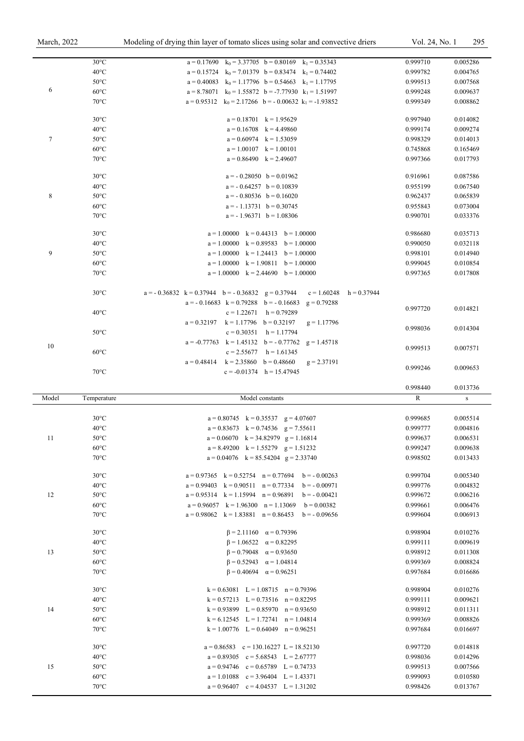| Model | Temperature | Model constants | R | s |
|---|---|---|---|---|
| 6 | 30°C | a = 0.17690  $k_0$ = 3.37705  b = 0.80169  $k_1$ = 0.35343 | 0.999710 | 0.005286 |
| | 40°C | a = 0.15724  $k_0$ = 7.01379  b = 0.83474  $k_1$ = 0.74402 | 0.999782 | 0.004765 |
| | 50°C | a = 0.40083  $k_0$ = 1.17796  b = 0.54663  $k_1$ = 1.17795 | 0.999513 | 0.007568 |
| | 60°C | a = 8.78071  $k_0$ = 1.55872  b = -7.77930  $k_1$ = 1.51997 | 0.999248 | 0.009637 |
| | 70°C | a = 0.95312  $k_0$ = 2.17266  b = - 0.00632  $k_1$ = -1.93852 | 0.999349 | 0.008862 |
| 7 | 30°C | a = 0.18701  k = 1.95629 | 0.997940 | 0.014082 |
| | 40°C | a = 0.16708  k = 4.49860 | 0.999174 | 0.009274 |
| | 50°C | a = 0.60974  k = 1.53059 | 0.998329 | 0.014013 |
| | 60°C | a = 1.00107  k = 1.00101 | 0.745868 | 0.165469 |
| | 70°C | a = 0.86490  k = 2.49607 | 0.997366 | 0.017793 |
| 8 | 30°C | a = - 0.28050  b = 0.01962 | 0.916961 | 0.087586 |
| | 40°C | a = - 0.64257  b = 0.10839 | 0.955199 | 0.067540 |
| | 50°C | a = - 0.80536  b = 0.16020 | 0.962437 | 0.065839 |
| | 60°C | a = - 1.13731  b = 0.30745 | 0.955843 | 0.073004 |
| | 70°C | a = - 1.96371  b = 1.08306 | 0.990701 | 0.033376 |
| 9 | 30°C | a = 1.00000  k = 0.44313  b = 1.00000 | 0.986680 | 0.035713 |
| | 40°C | a = 1.00000  k = 0.89583  b = 1.00000 | 0.990050 | 0.032118 |
| | 50°C | a = 1.00000  k = 1.24413  b = 1.00000 | 0.998101 | 0.014940 |
| | 60°C | a = 1.00000  k = 1.90811  b = 1.00000 | 0.999045 | 0.010854 |
| | 70°C | a = 1.00000  k = 2.44690  b = 1.00000 | 0.997365 | 0.017808 |
| 10 | 30°C | a = - 0.36832  k = 0.37944  b = - 0.36832  g = 0.37944  c = 1.60248  h = 0.37944 | | |
| | 40°C | a = - 0.16683  k = 0.79288  b = - 0.16683  g = 0.79288  c = 1.22671  h = 0.79289 | 0.997720 | 0.014821 |
| | 50°C | a = 0.32197  k = 1.17796  b = 0.32197  g = 1.17796  c = 0.30351  h = 1.17794 | 0.998036 | 0.014304 |
| | 60°C | a = -0.77763  k = 1.45132  b = - 0.77762  g = 1.45718  c = 2.55677  h = 1.61345 | 0.999513 | 0.007571 |
| | 70°C | a = 0.48414  k = 2.35860  b = 0.48660  g = 2.37191  c = -0.01374  h = 15.47945 | 0.999246 | 0.009653 |
| | | | 0.998440 | 0.013736 |

| Model | Temperature | Model constants | R | s |
|---|---|---|---|---|
| 11 | 30°C | a = 0.80745  k = 0.35537  g = 4.07607 | 0.999685 | 0.005514 |
| | 40°C | a = 0.83673  k = 0.74536  g = 7.55611 | 0.999777 | 0.004816 |
| | 50°C | a = 0.06070  k = 34.82979  g = 1.16814 | 0.999637 | 0.006531 |
| | 60°C | a = 8.49200  k = 1.55279  g = 1.51232 | 0.999247 | 0.009638 |
| | 70°C | a = 0.04076  k = 85.54204  g = 2.33740 | 0.998502 | 0.013433 |
| 12 | 30°C | a = 0.97365  k = 0.52754  n = 0.77694  b = - 0.00263 | 0.999704 | 0.005340 |
| | 40°C | a = 0.99403  k = 0.90511  n = 0.77334  b = - 0.00971 | 0.999776 | 0.004832 |
| | 50°C | a = 0.95314  k = 1.15994  n = 0.96891  b = - 0.00421 | 0.999672 | 0.006216 |
| | 60°C | a = 0.96057  k = 1.96300  n = 1.13069  b = 0.00382 | 0.999661 | 0.006476 |
| | 70°C | a = 0.98062  k = 1.83881  n = 0.86453  b = - 0.09656 | 0.999604 | 0.006913 |
| 13 | 30°C | $\beta$ = 2.11160  $\alpha$ = 0.79396 | 0.998904 | 0.010276 |
| | 40°C | $\beta$ = 1.06522  $\alpha$ = 0.82295 | 0.999111 | 0.009619 |
| | 50°C | $\beta$ = 0.79048  $\alpha$ = 0.93650 | 0.998912 | 0.011308 |
| | 60°C | $\beta$ = 0.52943  $\alpha$ = 1.04814 | 0.999369 | 0.008824 |
| | 70°C | $\beta$ = 0.40694  $\alpha$ = 0.96251 | 0.997684 | 0.016686 |
| 14 | 30°C | k = 0.63081  L = 1.08715  n = 0.79396 | 0.998904 | 0.010276 |
| | 40°C | k = 0.57213  L = 0.73516  n = 0.82295 | 0.999111 | 0.009621 |
| | 50°C | k = 0.93899  L = 0.85970  n = 0.93650 | 0.998912 | 0.011311 |
| | 60°C | k = 6.12545  L = 1.72741  n = 1.04814 | 0.999369 | 0.008826 |
| | 70°C | k = 1.00776  L = 0.64049  n = 0.96251 | 0.997684 | 0.016697 |
| 15 | 30°C | a = 0.86583  c = 130.16227  L = 18.52130 | 0.997720 | 0.014818 |
| | 40°C | a = 0.89305  c = 5.68543  L = 2.67777 | 0.998036 | 0.014296 |
| | 50°C | a = 0.94746  c = 0.65789  L = 0.74733 | 0.999513 | 0.007566 |
| | 60°C | a = 1.01088  c = 3.96404  L = 1.43371 | 0.999093 | 0.010580 |
| | 70°C | a = 0.96407  c = 4.04537  L = 1.31202 | 0.998426 | 0.013767 |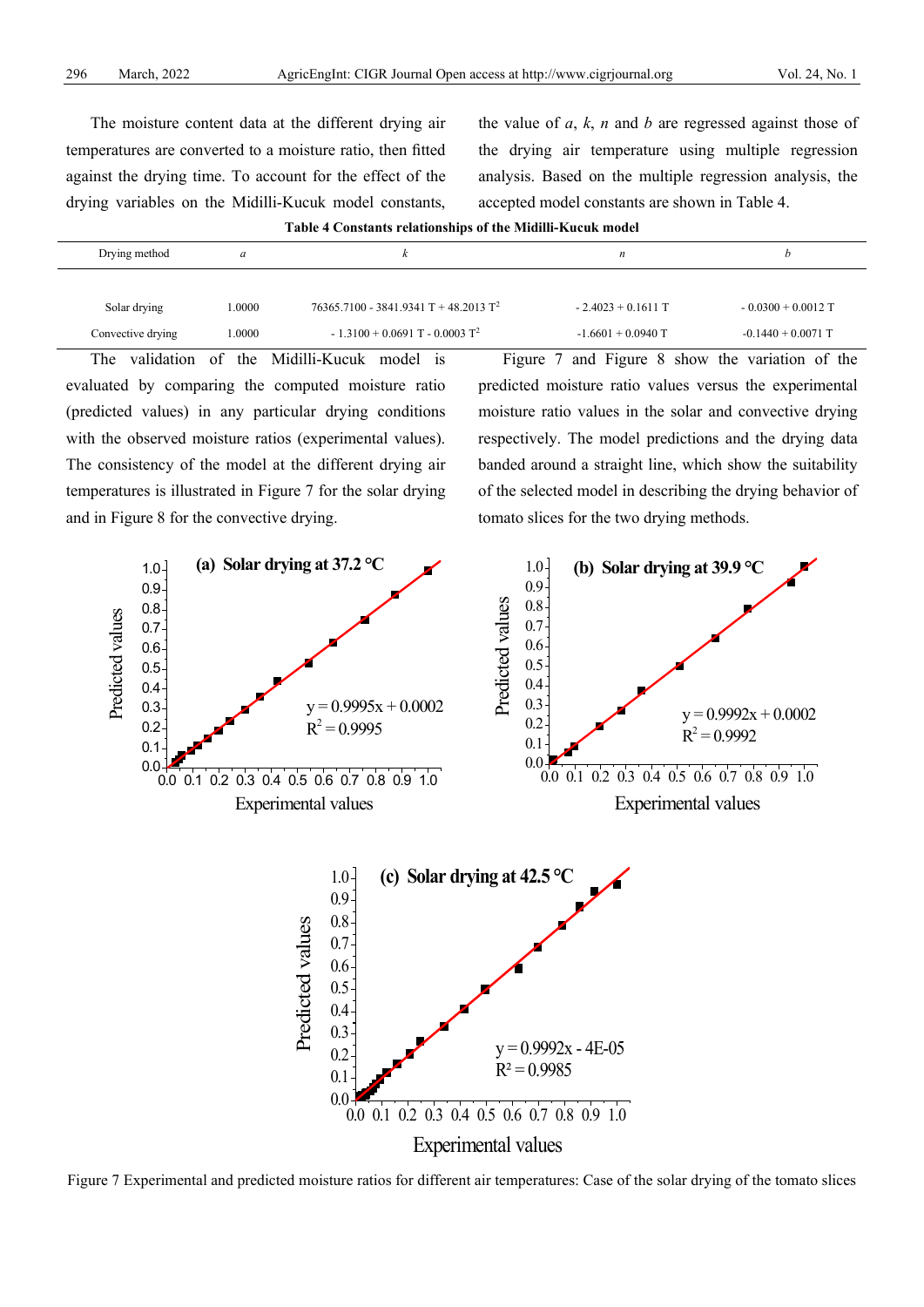The moisture content data at the different drying air temperatures are converted to a moisture ratio, then fitted against the drying time. To account for the effect of the drying variables on the Midilli-Kucuk model constants, the value of *a*, *k*, *n* and *b* are regressed against those of the drying air temperature using multiple regression analysis. Based on the multiple regression analysis, the accepted model constants are shown in Table 4.

**Table 4 Constants relationships of the Midilli-Kucuk model**

| Drying method | *a* | *k* | *n* | *b* |
|---|---|---|---|---|
| Solar drying | 1.0000 | $76365.7100 - 3841.9341\ T + 48.2013\ T^2$ | $-2.4023 + 0.1611\ T$ | $-0.0300 + 0.0012\ T$ |
| Convective drying | 1.0000 | $-1.3100 + 0.0691\ T - 0.0003\ T^2$ | $-1.6601 + 0.0940\ T$ | $-0.1440 + 0.0071\ T$ |

The validation of the Midilli-Kucuk model is evaluated by comparing the computed moisture ratio (predicted values) in any particular drying conditions with the observed moisture ratios (experimental values). The consistency of the model at the different drying air temperatures is illustrated in Figure 7 for the solar drying and in Figure 8 for the convective drying.

Figure 7 and Figure 8 show the variation of the predicted moisture ratio values versus the experimental moisture ratio values in the solar and convective drying respectively. The model predictions and the drying data banded around a straight line, which show the suitability of the selected model in describing the drying behavior of tomato slices for the two drying methods.

Figure 7 Experimental and predicted moisture ratios for different air temperatures: Case of the solar drying of the tomato slices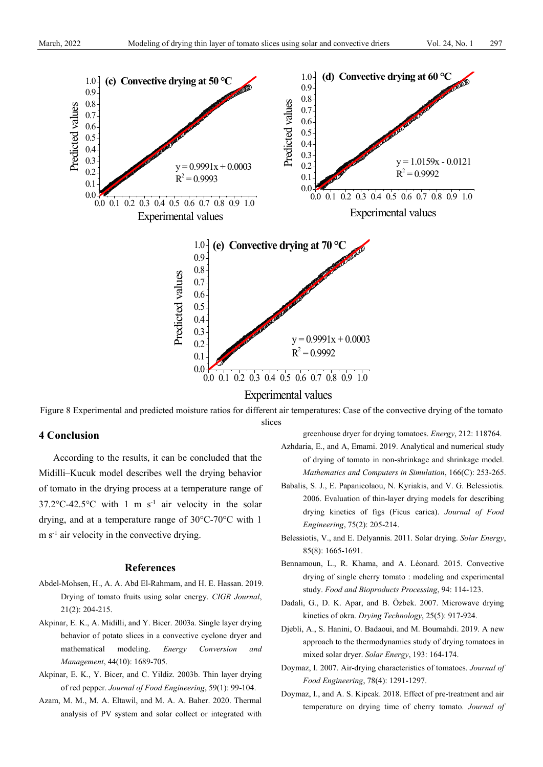Figure 8 Experimental and predicted moisture ratios for different air temperatures: Case of the convective drying of the tomato slices

## 4 Conclusion

According to the results, it can be concluded that the Midilli–Kucuk model describes well the drying behavior of tomato in the drying process at a temperature range of 37.2°C-42.5°C with 1 m $s^{-1}$ air velocity in the solar drying, and at a temperature range of 30°C-70°C with 1 m $s^{-1}$ air velocity in the convective drying.

## References

Abdel-Mohsen, H., A. A. Abd El-Rahmam, and H. E. Hassan. 2019. Drying of tomato fruits using solar energy. *CIGR Journal*, 21(2): 204-215.

Akpinar, E. K., A. Midilli, and Y. Bicer. 2003a. Single layer drying behavior of potato slices in a convective cyclone dryer and mathematical modeling. *Energy Conversion and Management*, 44(10): 1689-705.

Akpinar, E. K., Y. Bicer, and C. Yildiz. 2003b. Thin layer drying of red pepper. *Journal of Food Engineering*, 59(1): 99-104.

Azam, M. M., M. A. Eltawil, and M. A. A. Baher. 2020. Thermal analysis of PV system and solar collect or integrated with greenhouse dryer for drying tomatoes. *Energy*, 212: 118764.

Azhdaria, E., and A, Emami. 2019. Analytical and numerical study of drying of tomato in non-shrinkage and shrinkage model. *Mathematics and Computers in Simulation*, 166(C): 253-265.

Babalis, S. J., E. Papanicolaou, N. Kyriakis, and V. G. Belessiotis. 2006. Evaluation of thin-layer drying models for describing drying kinetics of figs (Ficus carica). *Journal of Food Engineering*, 75(2): 205-214.

Belessiotis, V., and E. Delyannis. 2011. Solar drying. *Solar Energy*, 85(8): 1665-1691.

Bennamoun, L., R. Khama, and A. Léonard. 2015. Convective drying of single cherry tomato : modeling and experimental study. *Food and Bioproducts Processing*, 94: 114-123.

Dadali, G., D. K. Apar, and B. Özbek. 2007. Microwave drying kinetics of okra. *Drying Technology*, 25(5): 917-924.

Djebli, A., S. Hanini, O. Badaoui, and M. Boumahdi. 2019. A new approach to the thermodynamics study of drying tomatoes in mixed solar dryer. *Solar Energy*, 193: 164-174.

Doymaz, I. 2007. Air-drying characteristics of tomatoes. *Journal of Food Engineering*, 78(4): 1291-1297.

Doymaz, I., and A. S. Kipcak. 2018. Effect of pre-treatment and air temperature on drying time of cherry tomato. *Journal of*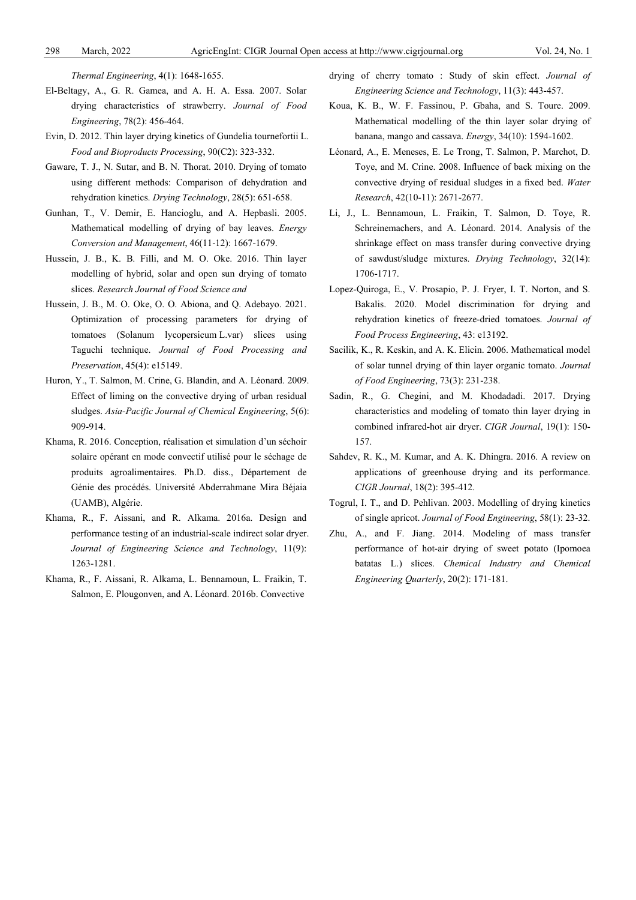*Thermal Engineering*, 4(1): 1648-1655.

El-Beltagy, A., G. R. Gamea, and A. H. A. Essa. 2007. Solar drying characteristics of strawberry. *Journal of Food Engineering*, 78(2): 456-464.

Evin, D. 2012. Thin layer drying kinetics of Gundelia tournefortii L. *Food and Bioproducts Processing*, 90(C2): 323-332.

Gaware, T. J., N. Sutar, and B. N. Thorat. 2010. Drying of tomato using different methods: Comparison of dehydration and rehydration kinetics. *Drying Technology*, 28(5): 651-658.

Gunhan, T., V. Demir, E. Hancioglu, and A. Hepbasli. 2005. Mathematical modelling of drying of bay leaves. *Energy Conversion and Management*, 46(11-12): 1667-1679.

Hussein, J. B., K. B. Filli, and M. O. Oke. 2016. Thin layer modelling of hybrid, solar and open sun drying of tomato slices. *Research Journal of Food Science and*

Hussein, J. B., M. O. Oke, O. O. Abiona, and Q. Adebayo. 2021. Optimization of processing parameters for drying of tomatoes (Solanum lycopersicum L.var) slices using Taguchi technique. *Journal of Food Processing and Preservation*, 45(4): e15149.

Huron, Y., T. Salmon, M. Crine, G. Blandin, and A. Léonard. 2009. Effect of liming on the convective drying of urban residual sludges. *Asia-Pacific Journal of Chemical Engineering*, 5(6): 909-914.

Khama, R. 2016. Conception, réalisation et simulation d'un séchoir solaire opérant en mode convectif utilisé pour le séchage de produits agroalimentaires. Ph.D. diss., Département de Génie des procédés. Université Abderrahmane Mira Béjaia (UAMB), Algérie.

Khama, R., F. Aissani, and R. Alkama. 2016a. Design and performance testing of an industrial-scale indirect solar dryer. *Journal of Engineering Science and Technology*, 11(9): 1263-1281.

Khama, R., F. Aissani, R. Alkama, L. Bennamoun, L. Fraikin, T. Salmon, E. Plougonven, and A. Léonard. 2016b. Convective drying of cherry tomato : Study of skin effect. *Journal of Engineering Science and Technology*, 11(3): 443-457.

Koua, K. B., W. F. Fassinou, P. Gbaha, and S. Toure. 2009. Mathematical modelling of the thin layer solar drying of banana, mango and cassava. *Energy*, 34(10): 1594-1602.

Léonard, A., E. Meneses, E. Le Trong, T. Salmon, P. Marchot, D. Toye, and M. Crine. 2008. Influence of back mixing on the convective drying of residual sludges in a fixed bed. *Water Research*, 42(10-11): 2671-2677.

Li, J., L. Bennamoun, L. Fraikin, T. Salmon, D. Toye, R. Schreinemachers, and A. Léonard. 2014. Analysis of the shrinkage effect on mass transfer during convective drying of sawdust/sludge mixtures. *Drying Technology*, 32(14): 1706-1717.

Lopez-Quiroga, E., V. Prosapio, P. J. Fryer, I. T. Norton, and S. Bakalis. 2020. Model discrimination for drying and rehydration kinetics of freeze-dried tomatoes. *Journal of Food Process Engineering*, 43: e13192.

Sacilik, K., R. Keskin, and A. K. Elicin. 2006. Mathematical model of solar tunnel drying of thin layer organic tomato. *Journal of Food Engineering*, 73(3): 231-238.

Sadin, R., G. Chegini, and M. Khodadadi. 2017. Drying characteristics and modeling of tomato thin layer drying in combined infrared-hot air dryer. *CIGR Journal*, 19(1): 150-157.

Sahdev, R. K., M. Kumar, and A. K. Dhingra. 2016. A review on applications of greenhouse drying and its performance. *CIGR Journal*, 18(2): 395-412.

Togrul, I. T., and D. Pehlivan. 2003. Modelling of drying kinetics of single apricot. *Journal of Food Engineering*, 58(1): 23-32.

Zhu, A., and F. Jiang. 2014. Modeling of mass transfer performance of hot-air drying of sweet potato (Ipomoea batatas L.) slices. *Chemical Industry and Chemical Engineering Quarterly*, 20(2): 171-181.